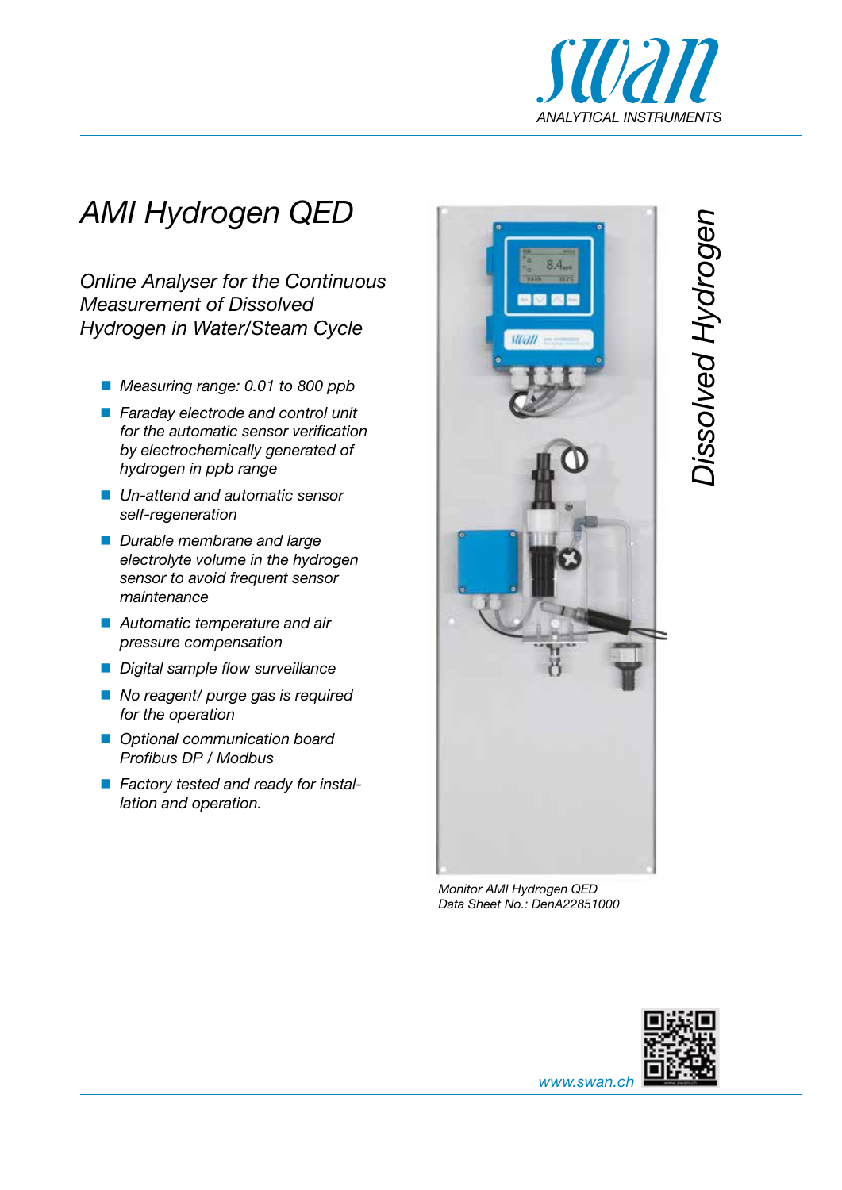# AMI Hydrogen QED

*Online Analyser for the Continuous Measurement of Dissolved Hydrogen in Water/Steam Cycle*

- *Measuring range: 0.01 to 800 ppb*
- *Faraday electrode and control unit for the automatic sensor verification by electrochemically generated of hydrogen in ppb range*
- *Un-attend and automatic sensor self-regeneration*
- *Durable membrane and large electrolyte volume in the hydrogen sensor to avoid frequent sensor maintenance*
- *Automatic temperature and air pressure compensation*
- *Digital sample flow surveillance*
- *No reagent/ purge gas is required for the operation*
- *Optional communication board Profibus DP / Modbus*
- *Factory tested and ready for installation and operation.*

*Dissolved Hydrogen*

*Monitor AMI Hydrogen QED*
*Data Sheet No.: DenA22851000*

*www.swan.ch*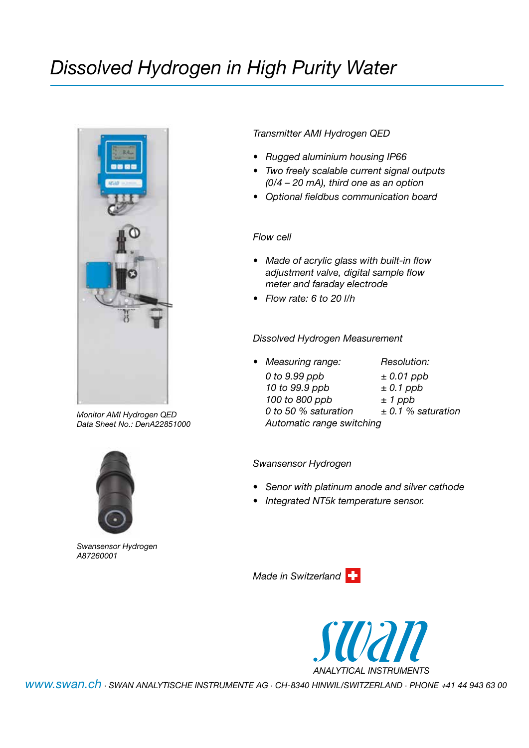# Dissolved Hydrogen in High Purity Water

Monitor AMI Hydrogen QED
Data Sheet No.: DenA22851000

Swansensor Hydrogen
A87260001

*Transmitter AMI Hydrogen QED*

- Rugged aluminium housing IP66
- Two freely scalable current signal outputs (0/4 – 20 mA), third one as an option
- Optional fieldbus communication board

*Flow cell*

- Made of acrylic glass with built-in flow adjustment valve, digital sample flow meter and faraday electrode
- Flow rate: 6 to 20 l/h

*Dissolved Hydrogen Measurement*

| Measuring range: | Resolution: |
|---|---|
| 0 to 9.99 ppb | ± 0.01 ppb |
| 10 to 99.9 ppb | ± 0.1 ppb |
| 100 to 800 ppb | ± 1 ppb |
| 0 to 50 % saturation | ± 0.1 % saturation |

Automatic range switching

*Swansensor Hydrogen*

- Senor with platinum anode and silver cathode
- Integrated NT5k temperature sensor.

Made in Switzerland

swan
ANALYTICAL INSTRUMENTS

www.swan.ch · SWAN ANALYTISCHE INSTRUMENTE AG · CH-8340 HINWIL/SWITZERLAND · PHONE +41 44 943 63 00